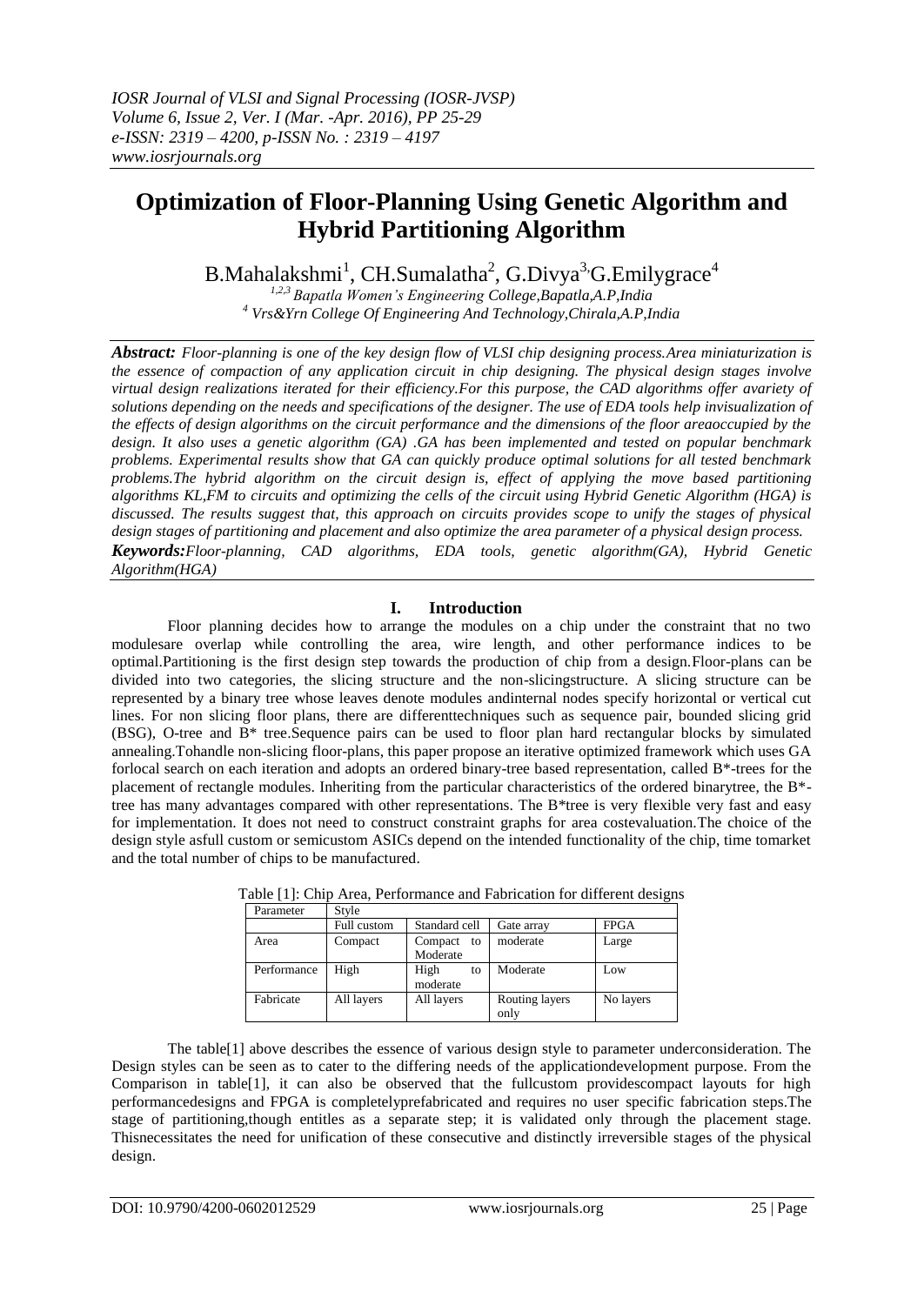# Optimization of Floor-Planning Using Genetic Algorithm and Hybrid Partitioning Algorithm

B.Mahalakshmi[1], CH.Sumalatha[2], G.Divya[3], G.Emilygrace[4]

[1,2,3] Bapatla Women's Engineering College,Bapatla,A.P,India
[4] Vrs&Yrn College Of Engineering And Technology,Chirala,A.P,India

***Abstract:*** *Floor-planning is one of the key design flow of VLSI chip designing process.Area miniaturization is the essence of compaction of any application circuit in chip designing. The physical design stages involve virtual design realizations iterated for their efficiency.For this purpose, the CAD algorithms offer avariety of solutions depending on the needs and specifications of the designer. The use of EDA tools help invisualization of the effects of design algorithms on the circuit performance and the dimensions of the floor areaoccupied by the design. It also uses a genetic algorithm (GA) .GA has been implemented and tested on popular benchmark problems. Experimental results show that GA can quickly produce optimal solutions for all tested benchmark problems.The hybrid algorithm on the circuit design is, effect of applying the move based partitioning algorithms KL,FM to circuits and optimizing the cells of the circuit using Hybrid Genetic Algorithm (HGA) is discussed. The results suggest that, this approach on circuits provides scope to unify the stages of physical design stages of partitioning and placement and also optimize the area parameter of a physical design process.*

***Keywords:*** *Floor-planning, CAD algorithms, EDA tools, genetic algorithm(GA), Hybrid Genetic Algorithm(HGA)*

## I. Introduction

Floor planning decides how to arrange the modules on a chip under the constraint that no two modulesare overlap while controlling the area, wire length, and other performance indices to be optimal.Partitioning is the first design step towards the production of chip from a design.Floor-plans can be divided into two categories, the slicing structure and the non-slicingstructure. A slicing structure can be represented by a binary tree whose leaves denote modules andinternal nodes specify horizontal or vertical cut lines. For non slicing floor plans, there are differenttechniques such as sequence pair, bounded slicing grid (BSG), O-tree and B* tree.Sequence pairs can be used to floor plan hard rectangular blocks by simulated annealing.Tohandle non-slicing floor-plans, this paper propose an iterative optimized framework which uses GA forlocal search on each iteration and adopts an ordered binary-tree based representation, called B*-trees for the placement of rectangle modules. Inheriting from the particular characteristics of the ordered binarytree, the B*-tree has many advantages compared with other representations. The B*tree is very flexible very fast and easy for implementation. It does not need to construct constraint graphs for area costevaluation.The choice of the design style asfull custom or semicustom ASICs depend on the intended functionality of the chip, time tomarket and the total number of chips to be manufactured.

Table [1]: Chip Area, Performance and Fabrication for different designs

| Parameter | Style | | | |
|---|---|---|---|---|
| | Full custom | Standard cell | Gate array | FPGA |
| Area | Compact | Compact to Moderate | moderate | Large |
| Performance | High | High to moderate | Moderate | Low |
| Fabricate | All layers | All layers | Routing layers only | No layers |

The table[1] above describes the essence of various design style to parameter underconsideration. The Design styles can be seen as to cater to the differing needs of the applicationdevelopment purpose. From the Comparison in table[1], it can also be observed that the fullcustom providescompact layouts for high performancedesigns and FPGA is completelyprefabricated and requires no user specific fabrication steps.The stage of partitioning,though entitles as a separate step; it is validated only through the placement stage. Thisnecessitates the need for unification of these consecutive and distinctly irreversible stages of the physical design.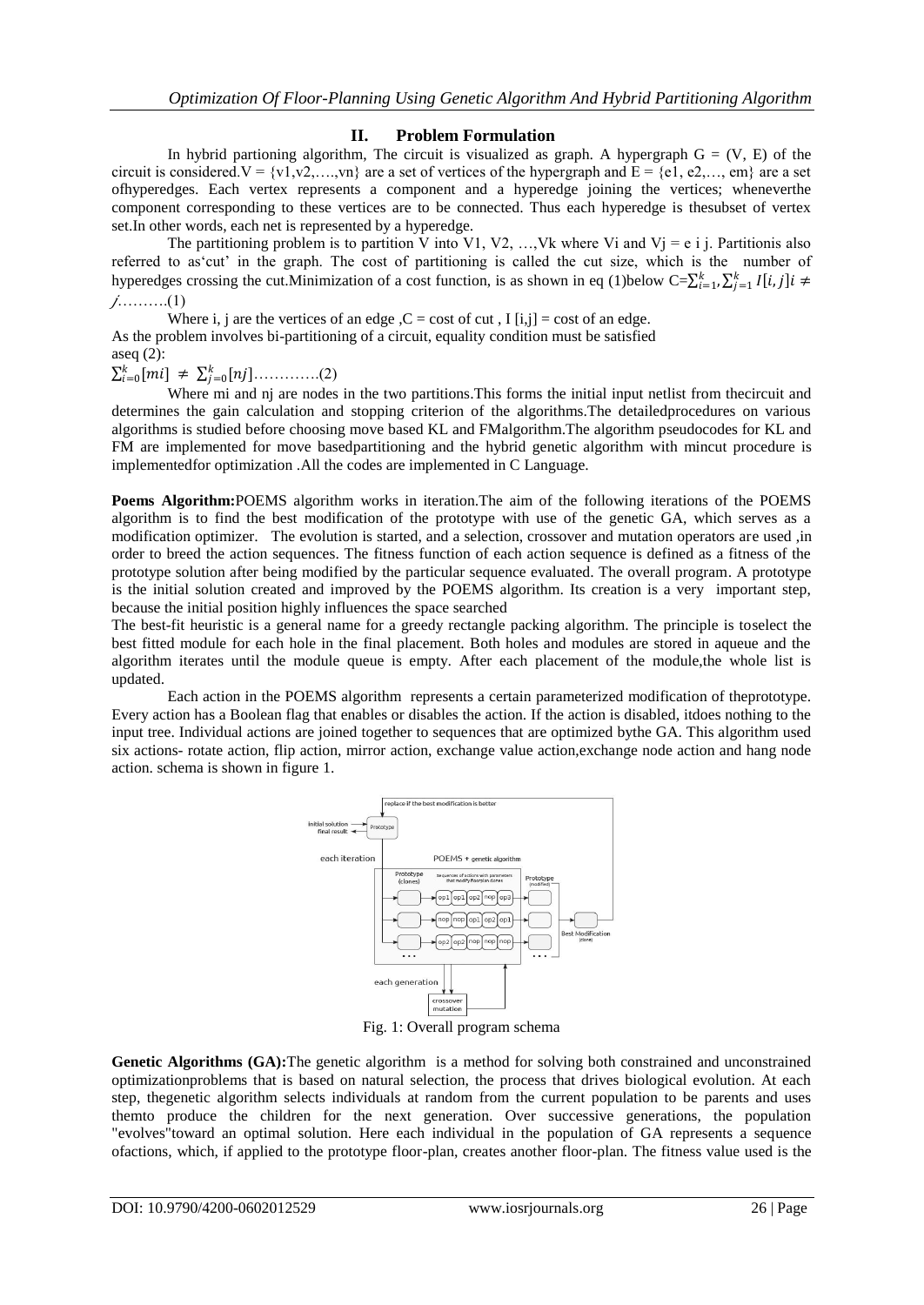## II. Problem Formulation

In hybrid partioning algorithm, The circuit is visualized as graph. A hypergraph $G = (V, E)$ of the circuit is considered.$V = \{v1, v2, \ldots, vn\}$ are a set of vertices of the hypergraph and $E = \{e1, e2, \ldots, em\}$ are a set ofhyperedges. Each vertex represents a component and a hyperedge joining the vertices; wheneverthe component corresponding to these vertices are to be connected. Thus each hyperedge is thesubset of vertex set.In other words, each net is represented by a hyperedge.

The partitioning problem is to partition V into V1, V2, …,Vk where Vi and Vj = e i j. Partitionis also referred to as'cut' in the graph. The cost of partitioning is called the cut size, which is the number of hyperedges crossing the cut.Minimization of a cost function, is as shown in eq (1)below $C=\sum_{i=1}^{k}, \sum_{j=1}^{k} I[i,j] i \neq j$……….(1)

Where i, j are the vertices of an edge ,C = cost of cut , I [i,j] = cost of an edge.

As the problem involves bi-partitioning of a circuit, equality condition must be satisfied aseq (2):

$\sum_{i=0}^{k}[mi] \neq \sum_{j=0}^{k}[nj]$………….(2)

Where mi and nj are nodes in the two partitions.This forms the initial input netlist from thecircuit and determines the gain calculation and stopping criterion of the algorithms.The detailedprocedures on various algorithms is studied before choosing move based KL and FMalgorithm.The algorithm pseudocodes for KL and FM are implemented for move basedpartitioning and the hybrid genetic algorithm with mincut procedure is implementedfor optimization .All the codes are implemented in C Language.

**Poems Algorithm:**POEMS algorithm works in iteration.The aim of the following iterations of the POEMS algorithm is to find the best modification of the prototype with use of the genetic GA, which serves as a modification optimizer. The evolution is started, and a selection, crossover and mutation operators are used ,in order to breed the action sequences. The fitness function of each action sequence is defined as a fitness of the prototype solution after being modified by the particular sequence evaluated. The overall program. A prototype is the initial solution created and improved by the POEMS algorithm. Its creation is a very important step, because the initial position highly influences the space searched

The best-fit heuristic is a general name for a greedy rectangle packing algorithm. The principle is toselect the best fitted module for each hole in the final placement. Both holes and modules are stored in aqueue and the algorithm iterates until the module queue is empty. After each placement of the module,the whole list is updated.

Each action in the POEMS algorithm represents a certain parameterized modification of theprototype. Every action has a Boolean flag that enables or disables the action. If the action is disabled, itdoes nothing to the input tree. Individual actions are joined together to sequences that are optimized bythe GA. This algorithm used six actions- rotate action, flip action, mirror action, exchange value action,exchange node action and hang node action. schema is shown in figure 1.

Fig. 1: Overall program schema

**Genetic Algorithms (GA):**The genetic algorithm is a method for solving both constrained and unconstrained optimizationproblems that is based on natural selection, the process that drives biological evolution. At each step, thegenetic algorithm selects individuals at random from the current population to be parents and uses themto produce the children for the next generation. Over successive generations, the population "evolves"toward an optimal solution. Here each individual in the population of GA represents a sequence ofactions, which, if applied to the prototype floor-plan, creates another floor-plan. The fitness value used is the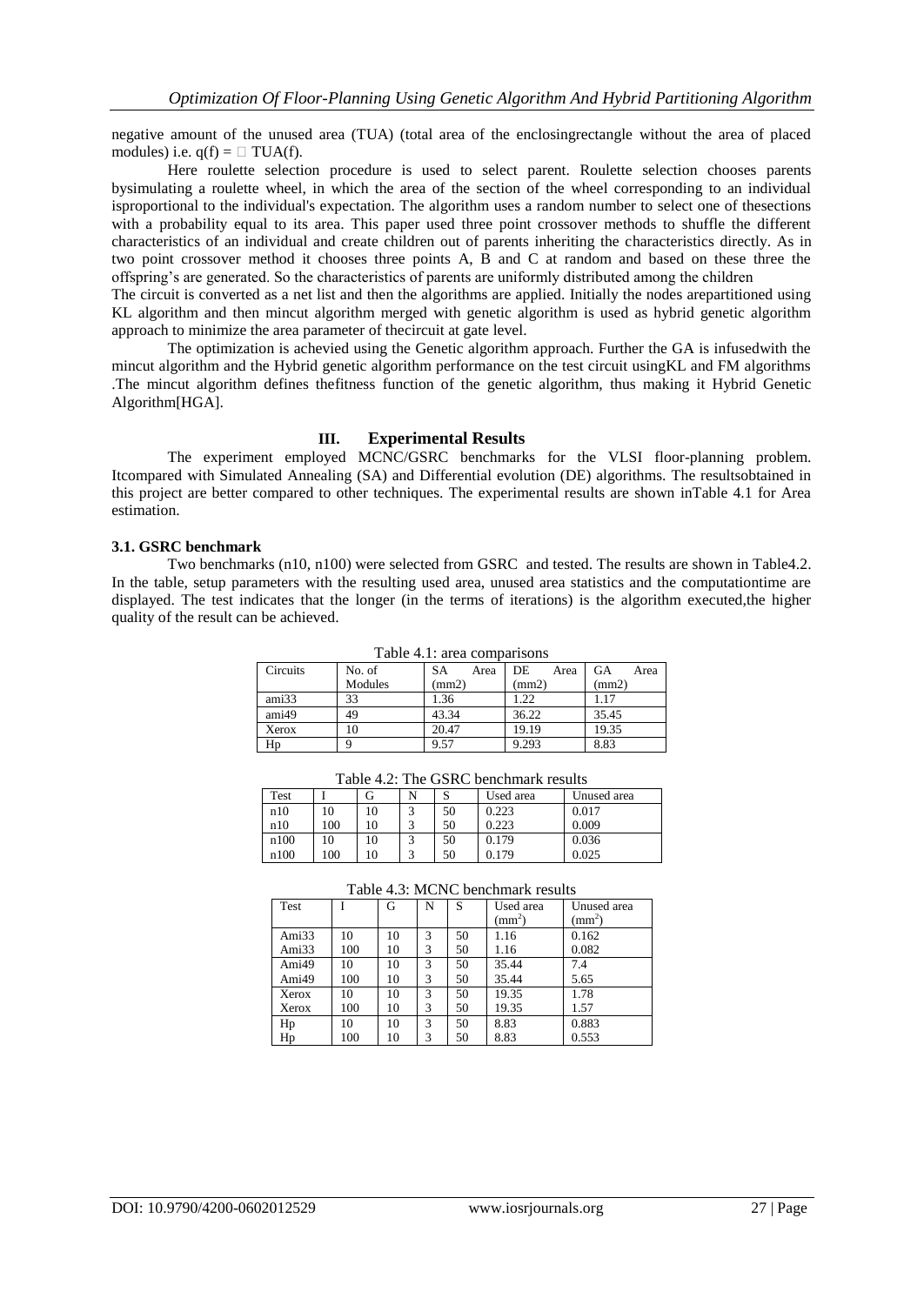negative amount of the unused area (TUA) (total area of the enclosingrectangle without the area of placed modules) i.e. $q(f) = \square$ TUA(f).

Here roulette selection procedure is used to select parent. Roulette selection chooses parents bysimulating a roulette wheel, in which the area of the section of the wheel corresponding to an individual isproportional to the individual's expectation. The algorithm uses a random number to select one of thesections with a probability equal to its area. This paper used three point crossover methods to shuffle the different characteristics of an individual and create children out of parents inheriting the characteristics directly. As in two point crossover method it chooses three points A, B and C at random and based on these three the offspring's are generated. So the characteristics of parents are uniformly distributed among the children

The circuit is converted as a net list and then the algorithms are applied. Initially the nodes arepartitioned using KL algorithm and then mincut algorithm merged with genetic algorithm is used as hybrid genetic algorithm approach to minimize the area parameter of thecircuit at gate level.

The optimization is achevied using the Genetic algorithm approach. Further the GA is infusedwith the mincut algorithm and the Hybrid genetic algorithm performance on the test circuit usingKL and FM algorithms .The mincut algorithm defines thefitness function of the genetic algorithm, thus making it Hybrid Genetic Algorithm[HGA].

## III. Experimental Results

The experiment employed MCNC/GSRC benchmarks for the VLSI floor-planning problem. Itcompared with Simulated Annealing (SA) and Differential evolution (DE) algorithms. The resultsobtained in this project are better compared to other techniques. The experimental results are shown inTable 4.1 for Area estimation.

### 3.1. GSRC benchmark

Two benchmarks (n10, n100) were selected from GSRC and tested. The results are shown in Table4.2. In the table, setup parameters with the resulting used area, unused area statistics and the computationtime are displayed. The test indicates that the longer (in the terms of iterations) is the algorithm executed,the higher quality of the result can be achieved.

Table 4.1: area comparisons

| Circuits | No. of Modules | SA Area (mm2) | DE Area (mm2) | GA Area (mm2) |
|---|---|---|---|---|
| ami33 | 33 | 1.36 | 1.22 | 1.17 |
| ami49 | 49 | 43.34 | 36.22 | 35.45 |
| Xerox | 10 | 20.47 | 19.19 | 19.35 |
| Hp | 9 | 9.57 | 9.293 | 8.83 |

Table 4.2: The GSRC benchmark results

| Test | I | G | N | S | Used area | Unused area |
|---|---|---|---|---|---|---|
| n10 | 10 | 10 | 3 | 50 | 0.223 | 0.017 |
| n10 | 100 | 10 | 3 | 50 | 0.223 | 0.009 |
| n100 | 10 | 10 | 3 | 50 | 0.179 | 0.036 |
| n100 | 100 | 10 | 3 | 50 | 0.179 | 0.025 |

Table 4.3: MCNC benchmark results

| Test | I | G | N | S | Used area ($mm^2$) | Unused area ($mm^2$) |
|---|---|---|---|---|---|---|
| Ami33 | 10 | 10 | 3 | 50 | 1.16 | 0.162 |
| Ami33 | 100 | 10 | 3 | 50 | 1.16 | 0.082 |
| Ami49 | 10 | 10 | 3 | 50 | 35.44 | 7.4 |
| Ami49 | 100 | 10 | 3 | 50 | 35.44 | 5.65 |
| Xerox | 10 | 10 | 3 | 50 | 19.35 | 1.78 |
| Xerox | 100 | 10 | 3 | 50 | 19.35 | 1.57 |
| Hp | 10 | 10 | 3 | 50 | 8.83 | 0.883 |
| Hp | 100 | 10 | 3 | 50 | 8.83 | 0.553 |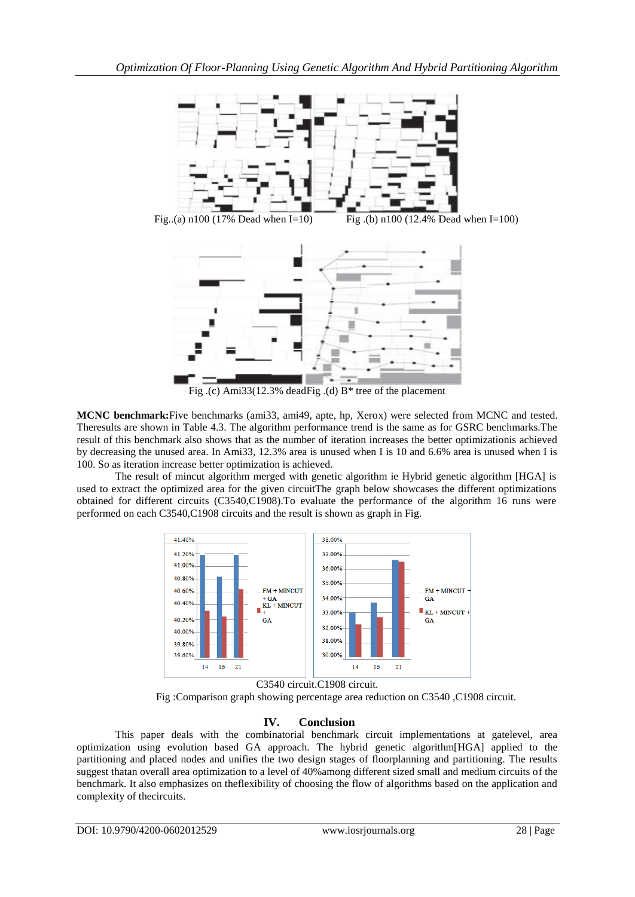Fig..(a) n100 (17% Dead when I=10) Fig .(b) n100 (12.4% Dead when I=100)

Fig .(c) Ami33(12.3% deadFig .(d) B* tree of the placement

**MCNC benchmark:**Five benchmarks (ami33, ami49, apte, hp, Xerox) were selected from MCNC and tested. Theresults are shown in Table 4.3. The algorithm performance trend is the same as for GSRC benchmarks.The result of this benchmark also shows that as the number of iteration increases the better optimizationis achieved by decreasing the unused area. In Ami33, 12.3% area is unused when I is 10 and 6.6% area is unused when I is 100. So as iteration increase better optimization is achieved.

The result of mincut algorithm merged with genetic algorithm ie Hybrid genetic algorithm [HGA] is used to extract the optimized area for the given circuitThe graph below showcases the different optimizations obtained for different circuits (C3540,C1908).To evaluate the performance of the algorithm 16 runs were performed on each C3540,C1908 circuits and the result is shown as graph in Fig.

C3540 circuit.C1908 circuit.

Fig :Comparison graph showing percentage area reduction on C3540 ,C1908 circuit.

## IV. Conclusion

This paper deals with the combinatorial benchmark circuit implementations at gatelevel, area optimization using evolution based GA approach. The hybrid genetic algorithm[HGA] applied to the partitioning and placed nodes and unifies the two design stages of floorplanning and partitioning. The results suggest thatan overall area optimization to a level of 40%among different sized small and medium circuits of the benchmark. It also emphasizes on theflexibility of choosing the flow of algorithms based on the application and complexity of thecircuits.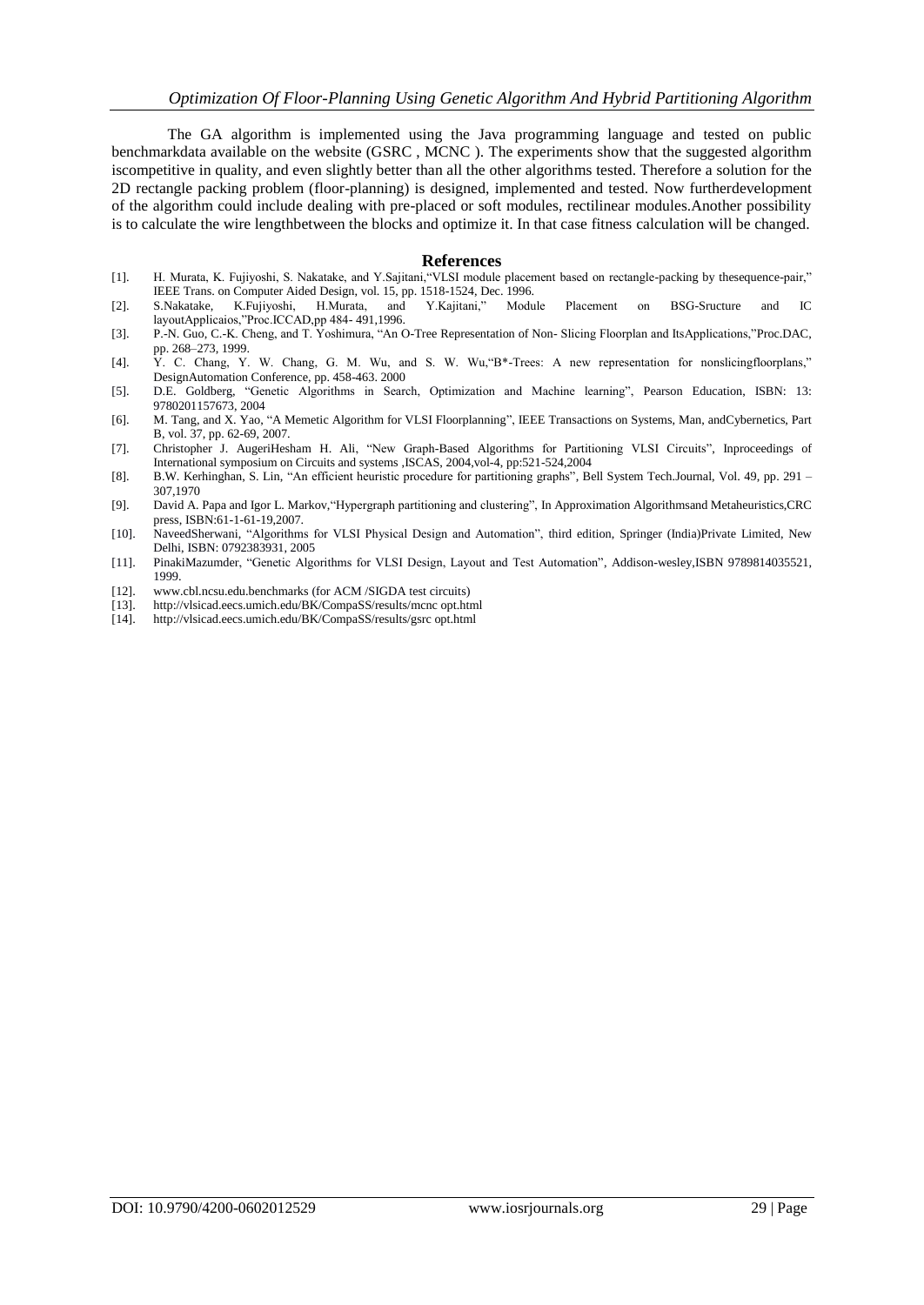The GA algorithm is implemented using the Java programming language and tested on public benchmarkdata available on the website (GSRC , MCNC ). The experiments show that the suggested algorithm iscompetitive in quality, and even slightly better than all the other algorithms tested. Therefore a solution for the 2D rectangle packing problem (floor-planning) is designed, implemented and tested. Now furtherdevelopment of the algorithm could include dealing with pre-placed or soft modules, rectilinear modules.Another possibility is to calculate the wire lengthbetween the blocks and optimize it. In that case fitness calculation will be changed.

## References

[1]. H. Murata, K. Fujiyoshi, S. Nakatake, and Y.Sajitani,"VLSI module placement based on rectangle-packing by thesequence-pair," IEEE Trans. on Computer Aided Design, vol. 15, pp. 1518-1524, Dec. 1996.

[2]. S.Nakatake, K.Fujiyoshi, H.Murata, and Y.Kajitani," Module Placement on BSG-Sructure and IC layoutApplicaios,"Proc.ICCAD,pp 484- 491,1996.

[3]. P.-N. Guo, C.-K. Cheng, and T. Yoshimura, "An O-Tree Representation of Non- Slicing Floorplan and ItsApplications,"Proc.DAC, pp. 268–273, 1999.

[4]. Y. C. Chang, Y. W. Chang, G. M. Wu, and S. W. Wu,"B*-Trees: A new representation for nonslicingfloorplans," DesignAutomation Conference, pp. 458-463. 2000

[5]. D.E. Goldberg, "Genetic Algorithms in Search, Optimization and Machine learning", Pearson Education, ISBN: 13: 9780201157673, 2004

[6]. M. Tang, and X. Yao, "A Memetic Algorithm for VLSI Floorplanning", IEEE Transactions on Systems, Man, andCybernetics, Part B, vol. 37, pp. 62-69, 2007.

[7]. Christopher J. AugeriHesham H. Ali, "New Graph-Based Algorithms for Partitioning VLSI Circuits", Inproceedings of International symposium on Circuits and systems ,ISCAS, 2004,vol-4, pp:521-524,2004

[8]. B.W. Kerhinghan, S. Lin, "An efficient heuristic procedure for partitioning graphs", Bell System Tech.Journal, Vol. 49, pp. 291 – 307,1970

[9]. David A. Papa and Igor L. Markov,"Hypergraph partitioning and clustering", In Approximation Algorithmsand Metaheuristics,CRC press, ISBN:61-1-61-19,2007.

[10]. NaveedSherwani, "Algorithms for VLSI Physical Design and Automation", third edition, Springer (India)Private Limited, New Delhi, ISBN: 0792383931, 2005

[11]. PinakiMazumder, "Genetic Algorithms for VLSI Design, Layout and Test Automation", Addison-wesley,ISBN 9789814035521, 1999.

[12]. www.cbl.ncsu.edu.benchmarks (for ACM /SIGDA test circuits)

[13]. http://vlsicad.eecs.umich.edu/BK/CompaSS/results/mcnc opt.html

[14]. http://vlsicad.eecs.umich.edu/BK/CompaSS/results/gsrc opt.html